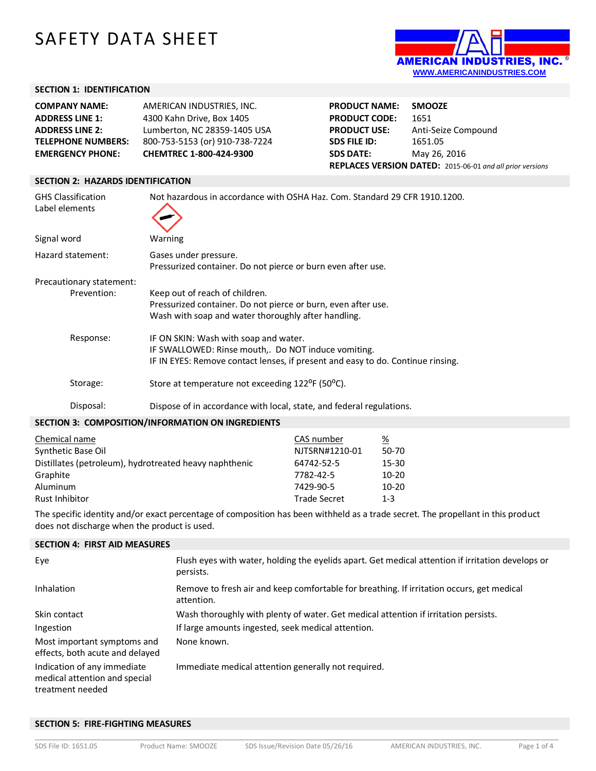# SAFETY DATA SHEET

AMERICAN INDUSTRIES, INC.®
WWW.AMERICANINDUSTRIES.COM

## SECTION 1: IDENTIFICATION

| | |
|---|---|
| **COMPANY NAME:** | AMERICAN INDUSTRIES, INC. |
| **ADDRESS LINE 1:** | 4300 Kahn Drive, Box 1405 |
| **ADDRESS LINE 2:** | Lumberton, NC 28359-1405 USA |
| **TELEPHONE NUMBERS:** | 800-753-5153 (or) 910-738-7224 |
| **EMERGENCY PHONE:** | **CHEMTREC 1-800-424-9300** |

| | |
|---|---|
| **PRODUCT NAME:** | **SMOOZE** |
| **PRODUCT CODE:** | 1651 |
| **PRODUCT USE:** | Anti-Seize Compound |
| **SDS FILE ID:** | 1651.05 |
| **SDS DATE:** | May 26, 2016 |
| **REPLACES VERSION DATED:** | 2015-06-01 *and all prior versions* |

## SECTION 2: HAZARDS IDENTIFICATION

GHS Classification: Not hazardous in accordance with OSHA Haz. Com. Standard 29 CFR 1910.1200.

Label elements

Signal word: Warning

Hazard statement:
Gases under pressure.
Pressurized container. Do not pierce or burn even after use.

Precautionary statement:

Prevention:
Keep out of reach of children.
Pressurized container. Do not pierce or burn, even after use.
Wash with soap and water thoroughly after handling.

Response:
IF ON SKIN: Wash with soap and water.
IF SWALLOWED: Rinse mouth,. Do NOT induce vomiting.
IF IN EYES: Remove contact lenses, if present and easy to do. Continue rinsing.

Storage: Store at temperature not exceeding 122ºF (50ºC).

Disposal: Dispose of in accordance with local, state, and federal regulations.

## SECTION 3: COMPOSITION/INFORMATION ON INGREDIENTS

| Chemical name | CAS number | % |
|---|---|---|
| Synthetic Base Oil | NJTSRN#1210-01 | 50-70 |
| Distillates (petroleum), hydrotreated heavy naphthenic | 64742-52-5 | 15-30 |
| Graphite | 7782-42-5 | 10-20 |
| Aluminum | 7429-90-5 | 10-20 |
| Rust Inhibitor | Trade Secret | 1-3 |

The specific identity and/or exact percentage of composition has been withheld as a trade secret. The propellant in this product does not discharge when the product is used.

## SECTION 4: FIRST AID MEASURES

| | |
|---|---|
| Eye | Flush eyes with water, holding the eyelids apart. Get medical attention if irritation develops or persists. |
| Inhalation | Remove to fresh air and keep comfortable for breathing. If irritation occurs, get medical attention. |
| Skin contact | Wash thoroughly with plenty of water. Get medical attention if irritation persists. |
| Ingestion | If large amounts ingested, seek medical attention. |
| Most important symptoms and effects, both acute and delayed | None known. |
| Indication of any immediate medical attention and special treatment needed | Immediate medical attention generally not required. |

## SECTION 5: FIRE-FIGHTING MEASURES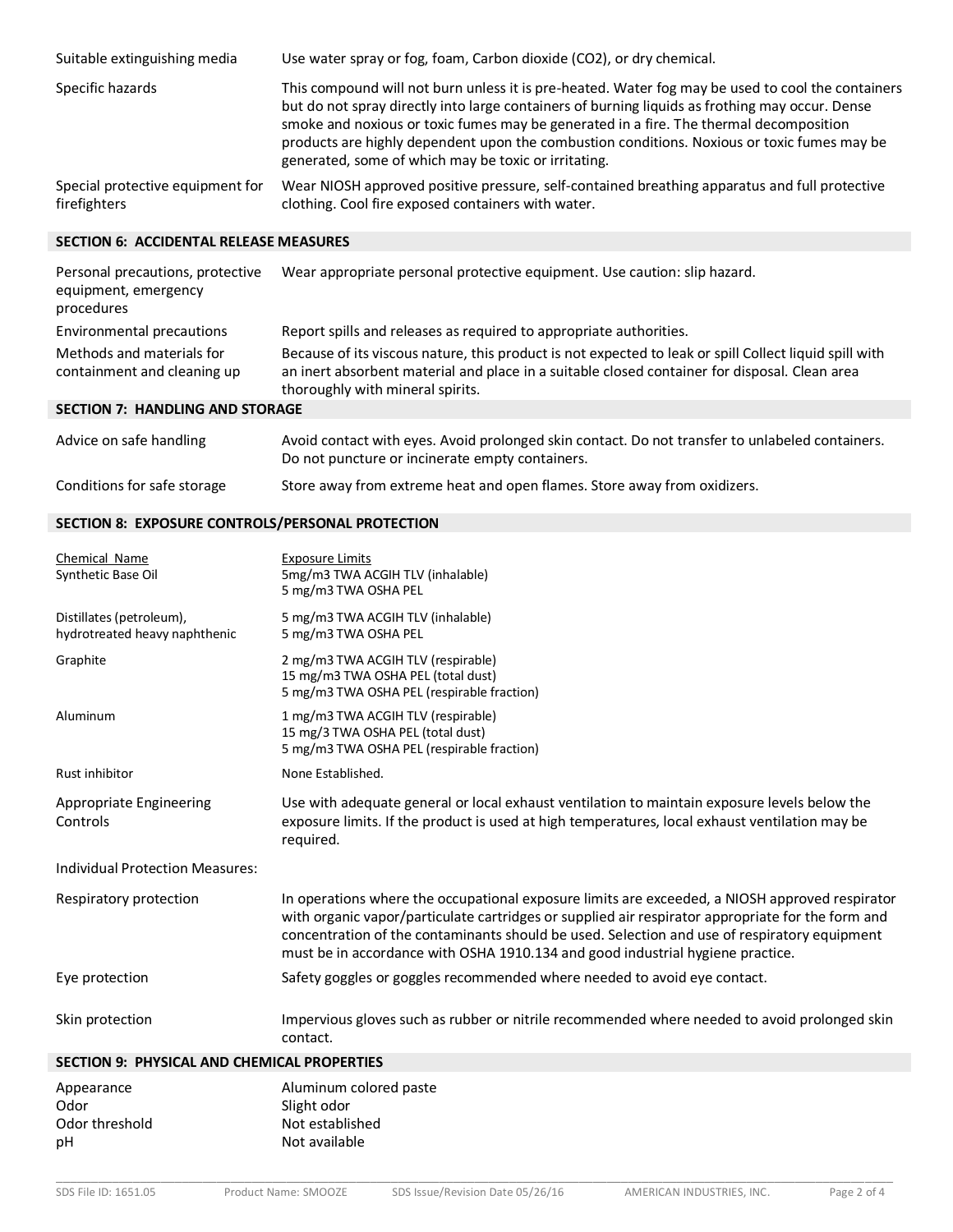| | |
|---|---|
| Suitable extinguishing media | Use water spray or fog, foam, Carbon dioxide ($CO_2$), or dry chemical. |
| Specific hazards | This compound will not burn unless it is pre-heated. Water fog may be used to cool the containers but do not spray directly into large containers of burning liquids as frothing may occur. Dense smoke and noxious or toxic fumes may be generated in a fire. The thermal decomposition products are highly dependent upon the combustion conditions. Noxious or toxic fumes may be generated, some of which may be toxic or irritating. |
| Special protective equipment for firefighters | Wear NIOSH approved positive pressure, self-contained breathing apparatus and full protective clothing. Cool fire exposed containers with water. |

## SECTION 6: ACCIDENTAL RELEASE MEASURES

| | |
|---|---|
| Personal precautions, protective equipment, emergency procedures | Wear appropriate personal protective equipment. Use caution: slip hazard. |
| Environmental precautions | Report spills and releases as required to appropriate authorities. |
| Methods and materials for containment and cleaning up | Because of its viscous nature, this product is not expected to leak or spill Collect liquid spill with an inert absorbent material and place in a suitable closed container for disposal. Clean area thoroughly with mineral spirits. |

## SECTION 7: HANDLING AND STORAGE

| | |
|---|---|
| Advice on safe handling | Avoid contact with eyes. Avoid prolonged skin contact. Do not transfer to unlabeled containers. Do not puncture or incinerate empty containers. |
| Conditions for safe storage | Store away from extreme heat and open flames. Store away from oxidizers. |

## SECTION 8: EXPOSURE CONTROLS/PERSONAL PROTECTION

| Chemical Name | Exposure Limits |
|---|---|
| Synthetic Base Oil | 5mg/m3 TWA ACGIH TLV (inhalable)<br>5 mg/m3 TWA OSHA PEL |
| Distillates (petroleum), hydrotreated heavy naphthenic | 5 mg/m3 TWA ACGIH TLV (inhalable)<br>5 mg/m3 TWA OSHA PEL |
| Graphite | 2 mg/m3 TWA ACGIH TLV (respirable)<br>15 mg/m3 TWA OSHA PEL (total dust)<br>5 mg/m3 TWA OSHA PEL (respirable fraction) |
| Aluminum | 1 mg/m3 TWA ACGIH TLV (respirable)<br>15 mg/3 TWA OSHA PEL (total dust)<br>5 mg/m3 TWA OSHA PEL (respirable fraction) |
| Rust inhibitor | None Established. |

| | |
|---|---|
| Appropriate Engineering Controls | Use with adequate general or local exhaust ventilation to maintain exposure levels below the exposure limits. If the product is used at high temperatures, local exhaust ventilation may be required. |
| Individual Protection Measures: | |
| Respiratory protection | In operations where the occupational exposure limits are exceeded, a NIOSH approved respirator with organic vapor/particulate cartridges or supplied air respirator appropriate for the form and concentration of the contaminants should be used. Selection and use of respiratory equipment must be in accordance with OSHA 1910.134 and good industrial hygiene practice. |
| Eye protection | Safety goggles or goggles recommended where needed to avoid eye contact. |
| Skin protection | Impervious gloves such as rubber or nitrile recommended where needed to avoid prolonged skin contact. |

## SECTION 9: PHYSICAL AND CHEMICAL PROPERTIES

| | |
|---|---|
| Appearance | Aluminum colored paste |
| Odor | Slight odor |
| Odor threshold | Not established |
| pH | Not available |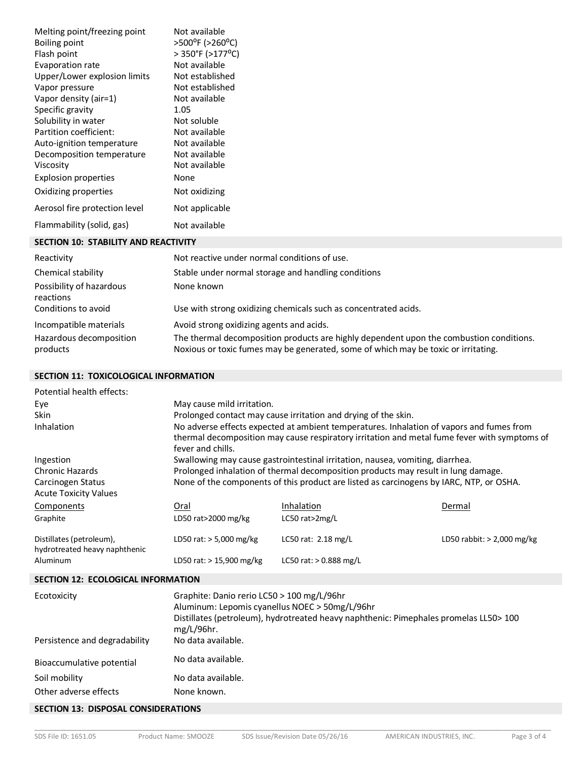| | |
|---|---|
| Melting point/freezing point | Not available |
| Boiling point | >500ºF (>260ºC) |
| Flash point | > 350°F (>177ºC) |
| Evaporation rate | Not available |
| Upper/Lower explosion limits | Not established |
| Vapor pressure | Not established |
| Vapor density (air=1) | Not available |
| Specific gravity | 1.05 |
| Solubility in water | Not soluble |
| Partition coefficient: | Not available |
| Auto-ignition temperature | Not available |
| Decomposition temperature | Not available |
| Viscosity | Not available |
| Explosion properties | None |
| Oxidizing properties | Not oxidizing |
| Aerosol fire protection level | Not applicable |
| Flammability (solid, gas) | Not available |

## SECTION 10: STABILITY AND REACTIVITY

| | |
|---|---|
| Reactivity | Not reactive under normal conditions of use. |
| Chemical stability | Stable under normal storage and handling conditions |
| Possibility of hazardous reactions | None known |
| Conditions to avoid | Use with strong oxidizing chemicals such as concentrated acids. |
| Incompatible materials | Avoid strong oxidizing agents and acids. |
| Hazardous decomposition products | The thermal decomposition products are highly dependent upon the combustion conditions. Noxious or toxic fumes may be generated, some of which may be toxic or irritating. |

## SECTION 11: TOXICOLOGICAL INFORMATION

Potential health effects:

| | |
|---|---|
| Eye | May cause mild irritation. |
| Skin | Prolonged contact may cause irritation and drying of the skin. |
| Inhalation | No adverse effects expected at ambient temperatures. Inhalation of vapors and fumes from thermal decomposition may cause respiratory irritation and metal fume fever with symptoms of fever and chills. |
| Ingestion | Swallowing may cause gastrointestinal irritation, nausea, vomiting, diarrhea. |
| Chronic Hazards | Prolonged inhalation of thermal decomposition products may result in lung damage. |
| Carcinogen Status | None of the components of this product are listed as carcinogens by IARC, NTP, or OSHA. |

Acute Toxicity Values

| Components | Oral | Inhalation | Dermal |
|---|---|---|---|
| Graphite | LD50 rat>2000 mg/kg | LC50 rat>2mg/L | |
| Distillates (petroleum), hydrotreated heavy naphthenic | LD50 rat: > 5,000 mg/kg | LC50 rat: 2.18 mg/L | LD50 rabbit: > 2,000 mg/kg |
| Aluminum | LD50 rat: > 15,900 mg/kg | LC50 rat: > 0.888 mg/L | |

## SECTION 12: ECOLOGICAL INFORMATION

| | |
|---|---|
| Ecotoxicity | Graphite: Danio rerio LC50 > 100 mg/L/96hr<br>Aluminum: Lepomis cyanellus NOEC > 50mg/L/96hr<br>Distillates (petroleum), hydrotreated heavy naphthenic: Pimephales promelas LL50> 100 mg/L/96hr. |
| Persistence and degradability | No data available. |
| Bioaccumulative potential | No data available. |
| Soil mobility | No data available. |
| Other adverse effects | None known. |

## SECTION 13: DISPOSAL CONSIDERATIONS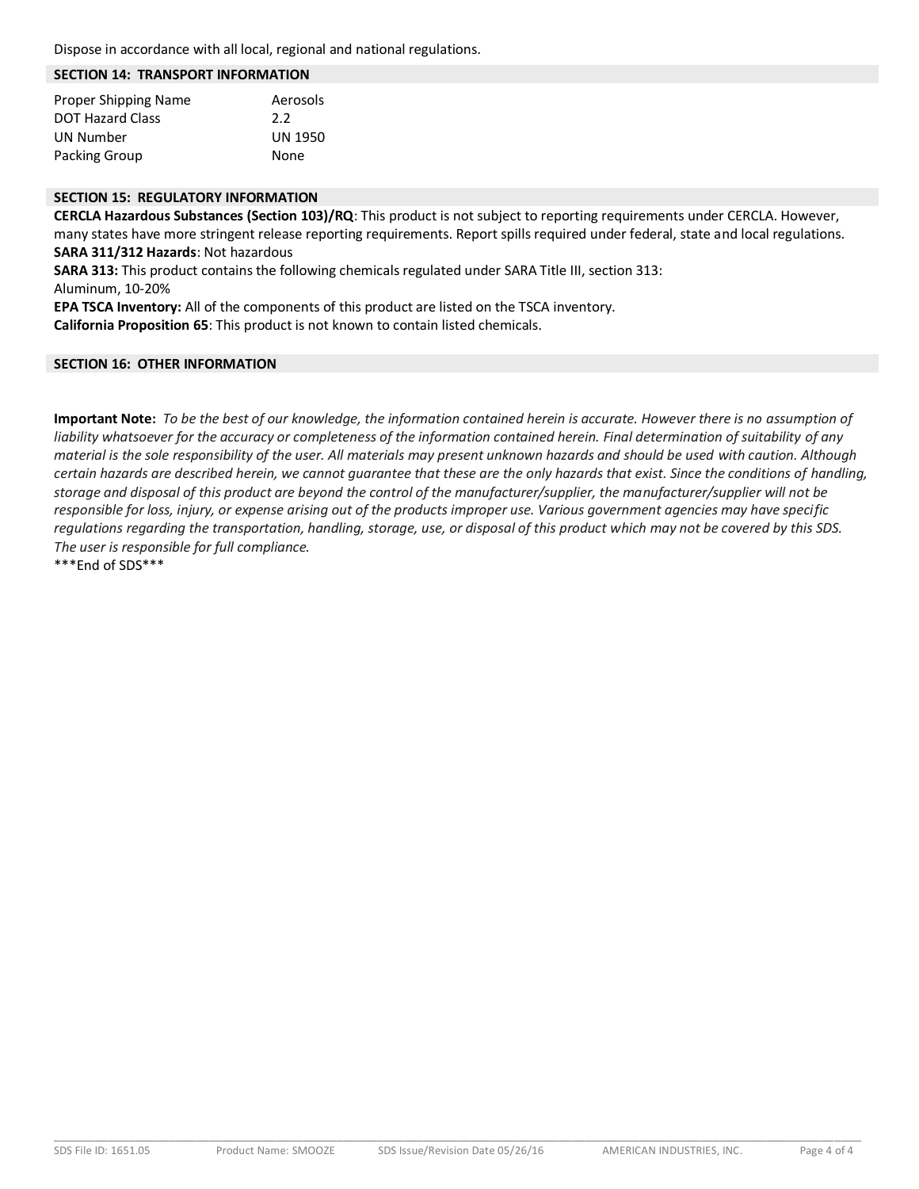Dispose in accordance with all local, regional and national regulations.

## SECTION 14: TRANSPORT INFORMATION

| | |
|---|---|
| Proper Shipping Name | Aerosols |
| DOT Hazard Class | 2.2 |
| UN Number | UN 1950 |
| Packing Group | None |

## SECTION 15: REGULATORY INFORMATION

**CERCLA Hazardous Substances (Section 103)/RQ**: This product is not subject to reporting requirements under CERCLA. However, many states have more stringent release reporting requirements. Report spills required under federal, state and local regulations.
**SARA 311/312 Hazards**: Not hazardous
**SARA 313:** This product contains the following chemicals regulated under SARA Title III, section 313:
Aluminum, 10-20%
**EPA TSCA Inventory:** All of the components of this product are listed on the TSCA inventory.
**California Proposition 65**: This product is not known to contain listed chemicals.

## SECTION 16: OTHER INFORMATION

**Important Note:** *To be the best of our knowledge, the information contained herein is accurate. However there is no assumption of liability whatsoever for the accuracy or completeness of the information contained herein. Final determination of suitability of any material is the sole responsibility of the user. All materials may present unknown hazards and should be used with caution. Although certain hazards are described herein, we cannot guarantee that these are the only hazards that exist. Since the conditions of handling, storage and disposal of this product are beyond the control of the manufacturer/supplier, the manufacturer/supplier will not be responsible for loss, injury, or expense arising out of the products improper use. Various government agencies may have specific regulations regarding the transportation, handling, storage, use, or disposal of this product which may not be covered by this SDS. The user is responsible for full compliance.*
***End of SDS***